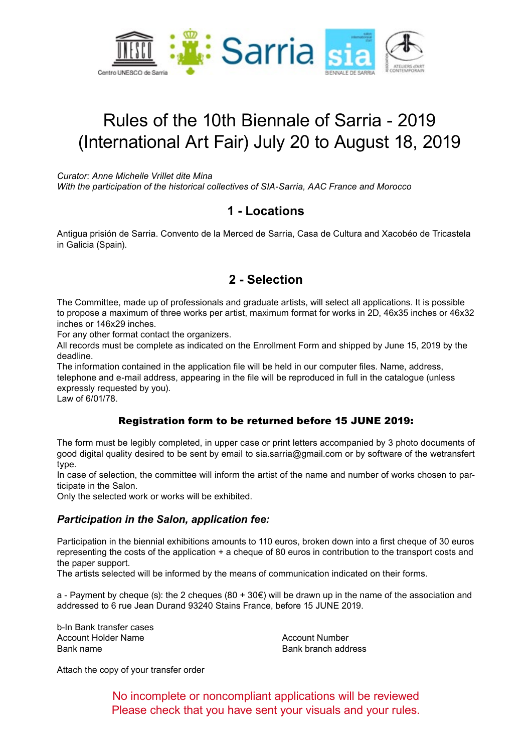# Rules of the 10th Biennale of Sarria - 2019 (International Art Fair) July 20 to August 18, 2019

*Curator: Anne Michelle Vrillet dite Mina*
*With the participation of the historical collectives of SIA-Sarria, AAC France and Morocco*

## 1 - Locations

Antigua prisión de Sarria. Convento de la Merced de Sarria, Casa de Cultura and Xacobéo de Tricastela in Galicia (Spain).

## 2 - Selection

The Committee, made up of professionals and graduate artists, will select all applications. It is possible to propose a maximum of three works per artist, maximum format for works in 2D, 46x35 inches or 46x32 inches or 146x29 inches.
For any other format contact the organizers.
All records must be complete as indicated on the Enrollment Form and shipped by June 15, 2019 by the deadline.
The information contained in the application file will be held in our computer files. Name, address, telephone and e-mail address, appearing in the file will be reproduced in full in the catalogue (unless expressly requested by you).
Law of 6/01/78.

### Registration form to be returned before 15 JUNE 2019:

The form must be legibly completed, in upper case or print letters accompanied by 3 photo documents of good digital quality desired to be sent by email to sia.sarria@gmail.com or by software of the wetransfert type.
In case of selection, the committee will inform the artist of the name and number of works chosen to participate in the Salon.
Only the selected work or works will be exhibited.

### *Participation in the Salon, application fee:*

Participation in the biennial exhibitions amounts to 110 euros, broken down into a first cheque of 30 euros representing the costs of the application + a cheque of 80 euros in contribution to the transport costs and the paper support.
The artists selected will be informed by the means of communication indicated on their forms.

a - Payment by cheque (s): the 2 cheques (80 + 30€) will be drawn up in the name of the association and addressed to 6 rue Jean Durand 93240 Stains France, before 15 JUNE 2019.

b-In Bank transfer cases

| | |
|---|---|
| Account Holder Name | Account Number |
| Bank name | Bank branch address |

Attach the copy of your transfer order

No incomplete or noncompliant applications will be reviewed
Please check that you have sent your visuals and your rules.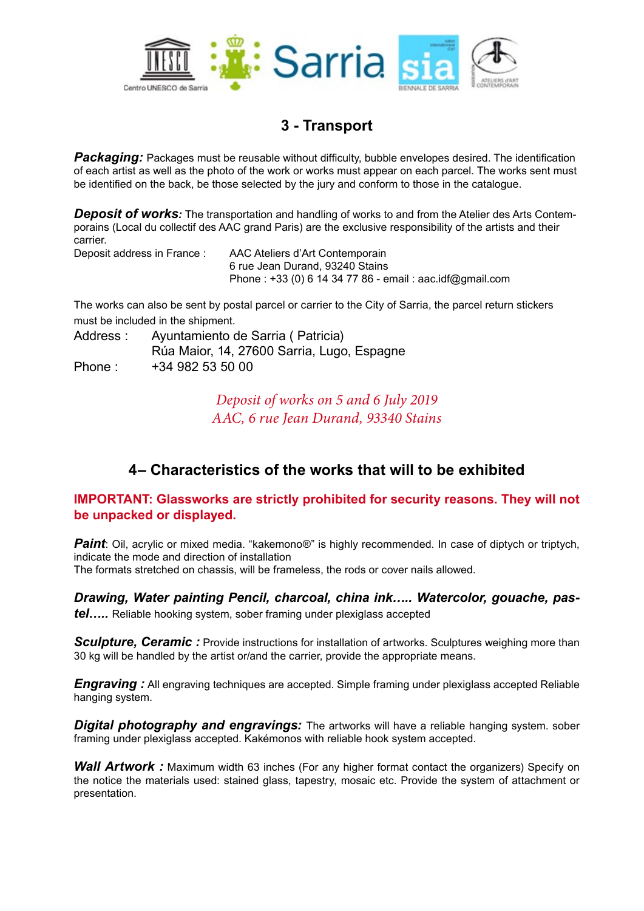## 3 - Transport

***Packaging:*** Packages must be reusable without difficulty, bubble envelopes desired. The identification of each artist as well as the photo of the work or works must appear on each parcel. The works sent must be identified on the back, be those selected by the jury and conform to those in the catalogue.

***Deposit of works:*** The transportation and handling of works to and from the Atelier des Arts Contemporains (Local du collectif des AAC grand Paris) are the exclusive responsibility of the artists and their carrier.

Deposit address in France : AAC Ateliers d'Art Contemporain
6 rue Jean Durand, 93240 Stains
Phone : +33 (0) 6 14 34 77 86 - email : aac.idf@gmail.com

The works can also be sent by postal parcel or carrier to the City of Sarria, the parcel return stickers must be included in the shipment.

Address : Ayuntamiento de Sarria ( Patricia)
Rúa Maior, 14, 27600 Sarria, Lugo, Espagne
Phone : +34 982 53 50 00

*Deposit of works on 5 and 6 July 2019*
*AAC, 6 rue Jean Durand, 93340 Stains*

## 4– Characteristics of the works that will to be exhibited

**IMPORTANT: Glassworks are strictly prohibited for security reasons. They will not be unpacked or displayed.**

***Paint***: Oil, acrylic or mixed media. "kakemono®" is highly recommended. In case of diptych or triptych, indicate the mode and direction of installation
The formats stretched on chassis, will be frameless, the rods or cover nails allowed.

***Drawing, Water painting Pencil, charcoal, china ink….. Watercolor, gouache, pastel…..*** Reliable hooking system, sober framing under plexiglass accepted

***Sculpture, Ceramic :*** Provide instructions for installation of artworks. Sculptures weighing more than 30 kg will be handled by the artist or/and the carrier, provide the appropriate means.

***Engraving :*** All engraving techniques are accepted. Simple framing under plexiglass accepted Reliable hanging system.

***Digital photography and engravings:*** The artworks will have a reliable hanging system. sober framing under plexiglass accepted. Kakémonos with reliable hook system accepted.

***Wall Artwork :*** Maximum width 63 inches (For any higher format contact the organizers) Specify on the notice the materials used: stained glass, tapestry, mosaic etc. Provide the system of attachment or presentation.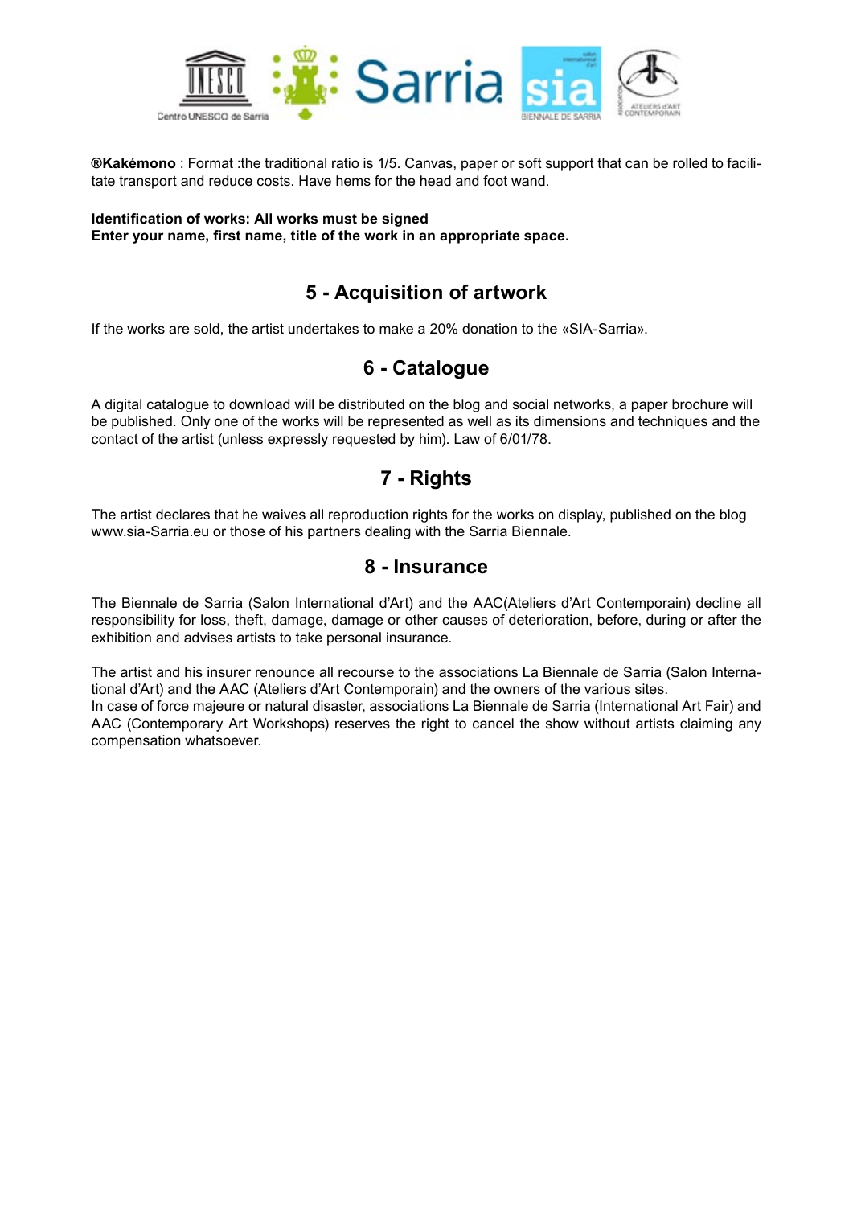**®Kakémono** : Format :the traditional ratio is 1/5. Canvas, paper or soft support that can be rolled to facilitate transport and reduce costs. Have hems for the head and foot wand.

**Identification of works: All works must be signed**
**Enter your name, first name, title of the work in an appropriate space.**

## 5 - Acquisition of artwork

If the works are sold, the artist undertakes to make a 20% donation to the «SIA-Sarria».

## 6 - Catalogue

A digital catalogue to download will be distributed on the blog and social networks, a paper brochure will be published. Only one of the works will be represented as well as its dimensions and techniques and the contact of the artist (unless expressly requested by him). Law of 6/01/78.

## 7 - Rights

The artist declares that he waives all reproduction rights for the works on display, published on the blog www.sia-Sarria.eu or those of his partners dealing with the Sarria Biennale.

## 8 - Insurance

The Biennale de Sarria (Salon International d'Art) and the AAC(Ateliers d'Art Contemporain) decline all responsibility for loss, theft, damage, damage or other causes of deterioration, before, during or after the exhibition and advises artists to take personal insurance.

The artist and his insurer renounce all recourse to the associations La Biennale de Sarria (Salon International d'Art) and the AAC (Ateliers d'Art Contemporain) and the owners of the various sites.
In case of force majeure or natural disaster, associations La Biennale de Sarria (International Art Fair) and AAC (Contemporary Art Workshops) reserves the right to cancel the show without artists claiming any compensation whatsoever.